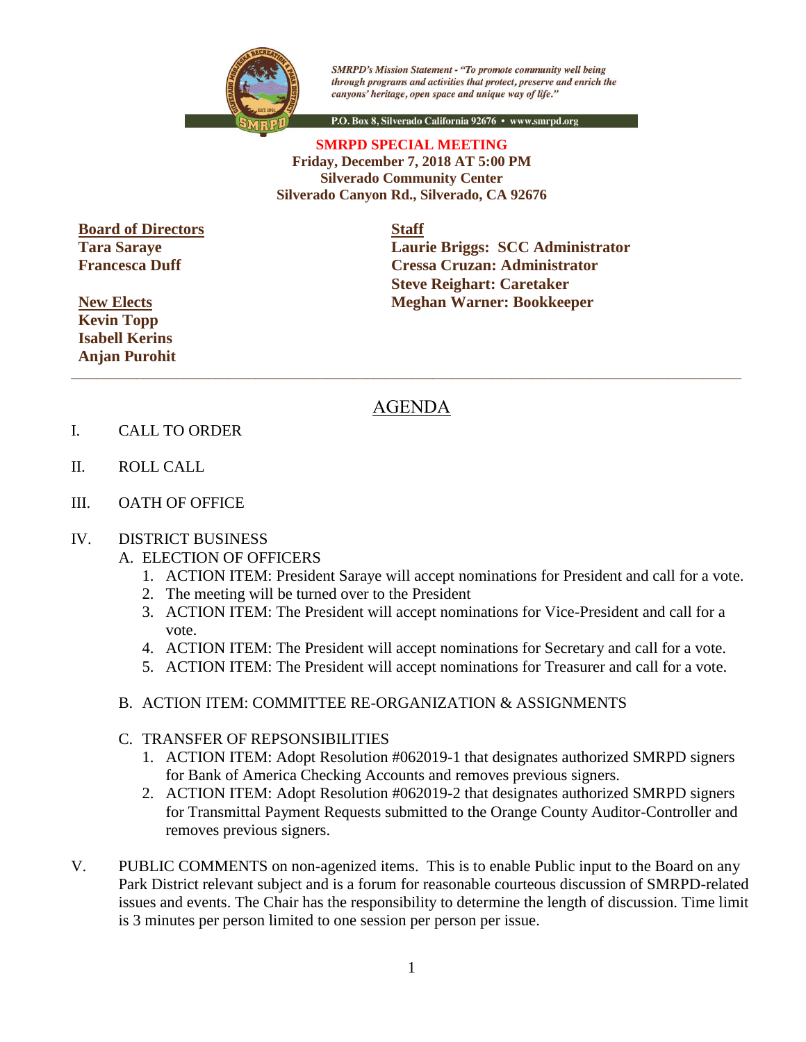*SMRPD's Mission Statement - "To promote community well being through programs and activities that protect, preserve and enrich the canyons' heritage, open space and unique way of life."*

P.O. Box 8, Silverado California 92676 • www.smrpd.org

**SMRPD SPECIAL MEETING**
**Friday, December 7, 2018 AT 5:00 PM**
**Silverado Community Center**
**Silverado Canyon Rd., Silverado, CA 92676**

**Board of Directors**
**Tara Saraye**
**Francesca Duff**

**New Elects**
**Kevin Topp**
**Isabell Kerins**
**Anjan Purohit**

**Staff**
**Laurie Briggs: SCC Administrator**
**Cressa Cruzan: Administrator**
**Steve Reighart: Caretaker**
**Meghan Warner: Bookkeeper**

---

# AGENDA

I. CALL TO ORDER

II. ROLL CALL

III. OATH OF OFFICE

IV. DISTRICT BUSINESS

A. ELECTION OF OFFICERS
1. ACTION ITEM: President Saraye will accept nominations for President and call for a vote.
2. The meeting will be turned over to the President
3. ACTION ITEM: The President will accept nominations for Vice-President and call for a vote.
4. ACTION ITEM: The President will accept nominations for Secretary and call for a vote.
5. ACTION ITEM: The President will accept nominations for Treasurer and call for a vote.

B. ACTION ITEM: COMMITTEE RE-ORGANIZATION & ASSIGNMENTS

C. TRANSFER OF REPSONSIBILITIES
1. ACTION ITEM: Adopt Resolution #062019-1 that designates authorized SMRPD signers for Bank of America Checking Accounts and removes previous signers.
2. ACTION ITEM: Adopt Resolution #062019-2 that designates authorized SMRPD signers for Transmittal Payment Requests submitted to the Orange County Auditor-Controller and removes previous signers.

V. PUBLIC COMMENTS on non-agenized items. This is to enable Public input to the Board on any Park District relevant subject and is a forum for reasonable courteous discussion of SMRPD-related issues and events. The Chair has the responsibility to determine the length of discussion. Time limit is 3 minutes per person limited to one session per person per issue.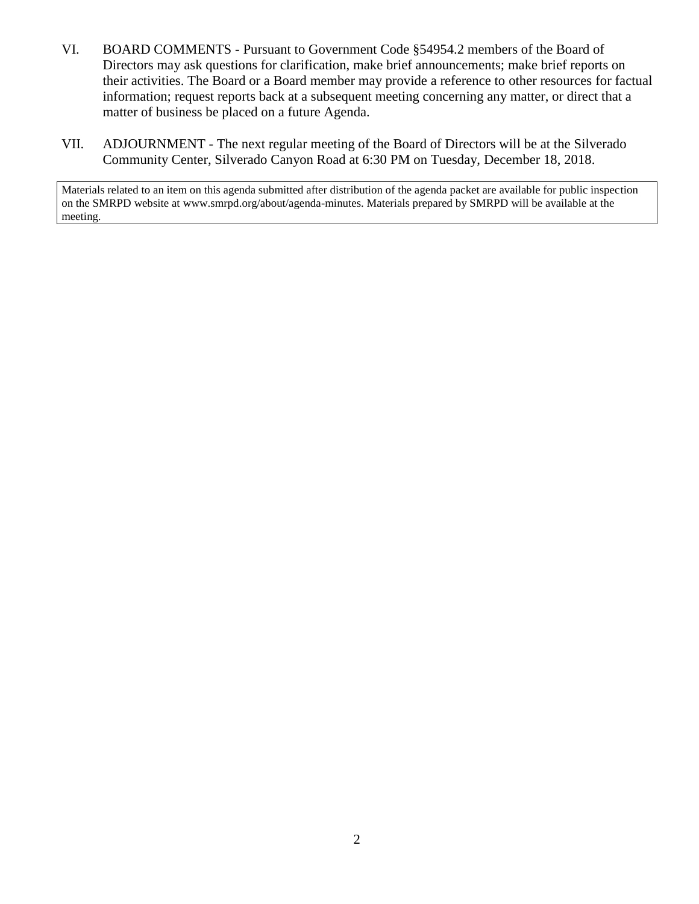VI. BOARD COMMENTS - Pursuant to Government Code §54954.2 members of the Board of Directors may ask questions for clarification, make brief announcements; make brief reports on their activities. The Board or a Board member may provide a reference to other resources for factual information; request reports back at a subsequent meeting concerning any matter, or direct that a matter of business be placed on a future Agenda.

VII. ADJOURNMENT - The next regular meeting of the Board of Directors will be at the Silverado Community Center, Silverado Canyon Road at 6:30 PM on Tuesday, December 18, 2018.

Materials related to an item on this agenda submitted after distribution of the agenda packet are available for public inspection on the SMRPD website at www.smrpd.org/about/agenda-minutes. Materials prepared by SMRPD will be available at the meeting.